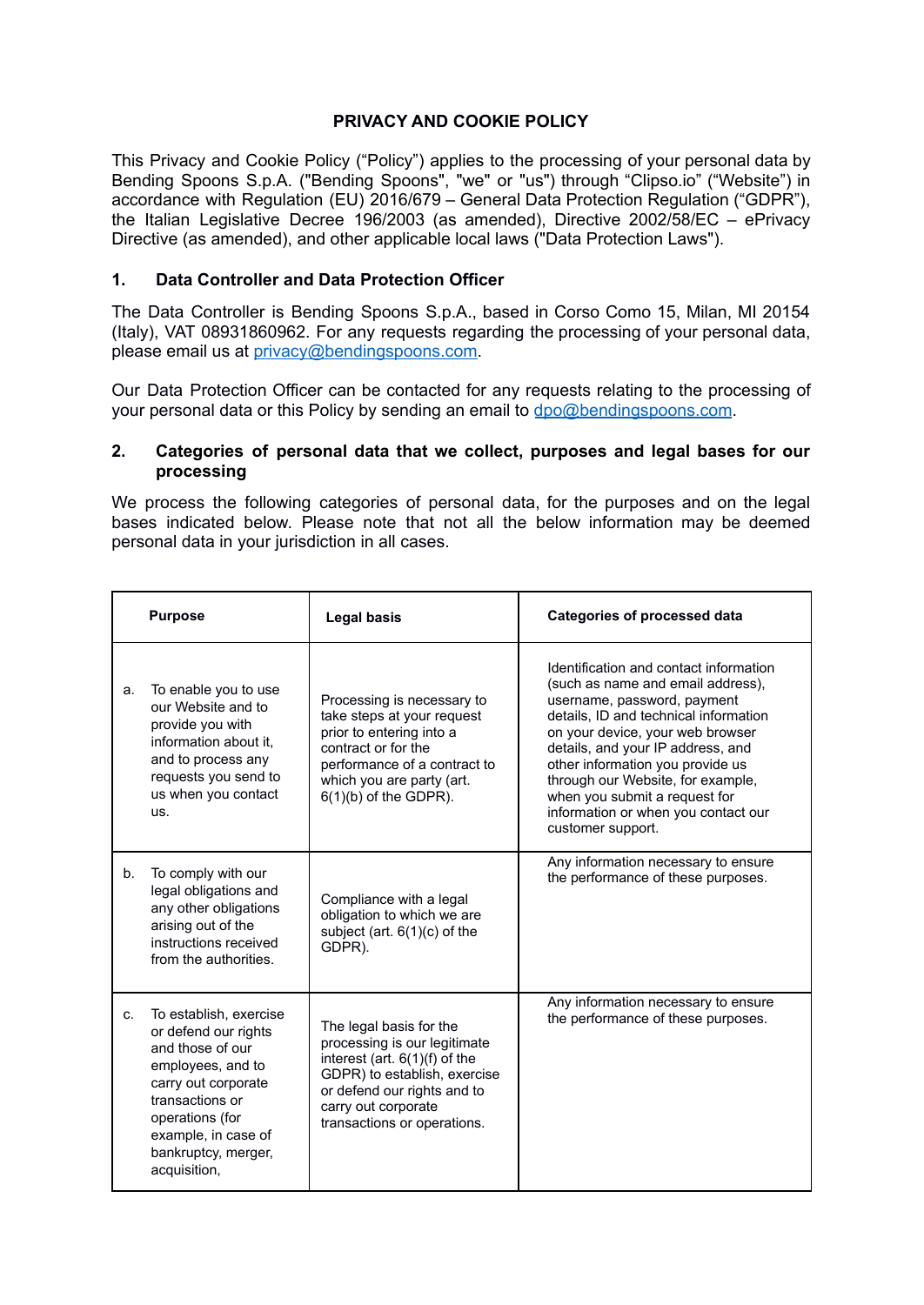# PRIVACY AND COOKIE POLICY

This Privacy and Cookie Policy ("Policy") applies to the processing of your personal data by Bending Spoons S.p.A. ("Bending Spoons", "we" or "us") through "Clipso.io" ("Website") in accordance with Regulation (EU) 2016/679 – General Data Protection Regulation ("GDPR"), the Italian Legislative Decree 196/2003 (as amended), Directive 2002/58/EC – ePrivacy Directive (as amended), and other applicable local laws ("Data Protection Laws").

## 1. Data Controller and Data Protection Officer

The Data Controller is Bending Spoons S.p.A., based in Corso Como 15, Milan, MI 20154 (Italy), VAT 08931860962. For any requests regarding the processing of your personal data, please email us at privacy@bendingspoons.com.

Our Data Protection Officer can be contacted for any requests relating to the processing of your personal data or this Policy by sending an email to dpo@bendingspoons.com.

## 2. Categories of personal data that we collect, purposes and legal bases for our processing

We process the following categories of personal data, for the purposes and on the legal bases indicated below. Please note that not all the below information may be deemed personal data in your jurisdiction in all cases.

| Purpose | Legal basis | Categories of processed data |
|---|---|---|
| a. To enable you to use our Website and to provide you with information about it, and to process any requests you send to us when you contact us. | Processing is necessary to take steps at your request prior to entering into a contract or for the performance of a contract to which you are party (art. 6(1)(b) of the GDPR). | Identification and contact information (such as name and email address), username, password, payment details, ID and technical information on your device, your web browser details, and your IP address, and other information you provide us through our Website, for example, when you submit a request for information or when you contact our customer support. |
| b. To comply with our legal obligations and any other obligations arising out of the instructions received from the authorities. | Compliance with a legal obligation to which we are subject (art. 6(1)(c) of the GDPR). | Any information necessary to ensure the performance of these purposes. |
| c. To establish, exercise or defend our rights and those of our employees, and to carry out corporate transactions or operations (for example, in case of bankruptcy, merger, acquisition, | The legal basis for the processing is our legitimate interest (art. 6(1)(f) of the GDPR) to establish, exercise or defend our rights and to carry out corporate transactions or operations. | Any information necessary to ensure the performance of these purposes. |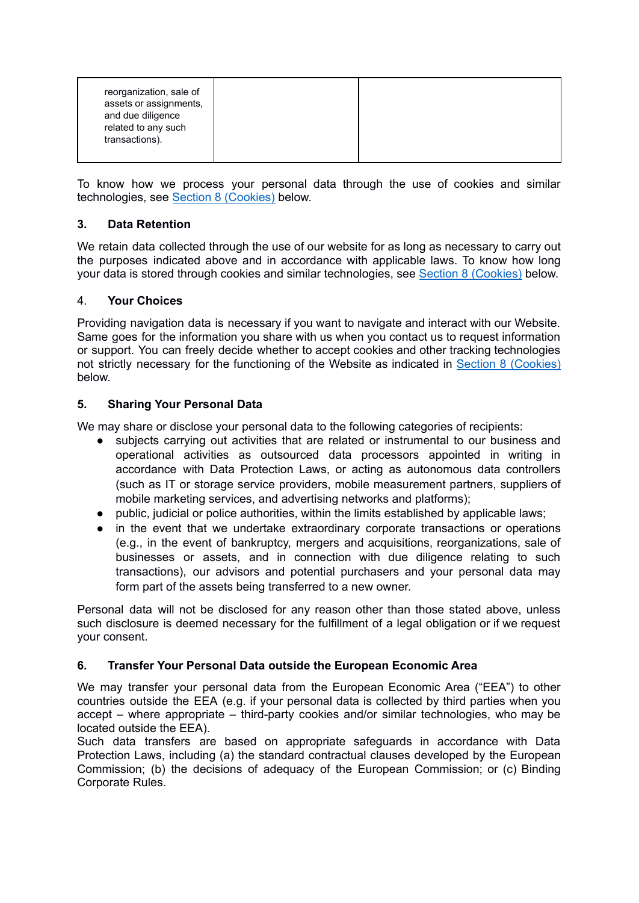| reorganization, sale of assets or assignments, and due diligence related to any such transactions). | | |
|---|---|---|

To know how we process your personal data through the use of cookies and similar technologies, see Section 8 (Cookies) below.

### 3. Data Retention

We retain data collected through the use of our website for as long as necessary to carry out the purposes indicated above and in accordance with applicable laws. To know how long your data is stored through cookies and similar technologies, see Section 8 (Cookies) below.

### 4. Your Choices

Providing navigation data is necessary if you want to navigate and interact with our Website. Same goes for the information you share with us when you contact us to request information or support. You can freely decide whether to accept cookies and other tracking technologies not strictly necessary for the functioning of the Website as indicated in Section 8 (Cookies) below.

### 5. Sharing Your Personal Data

We may share or disclose your personal data to the following categories of recipients:

- subjects carrying out activities that are related or instrumental to our business and operational activities as outsourced data processors appointed in writing in accordance with Data Protection Laws, or acting as autonomous data controllers (such as IT or storage service providers, mobile measurement partners, suppliers of mobile marketing services, and advertising networks and platforms);
- public, judicial or police authorities, within the limits established by applicable laws;
- in the event that we undertake extraordinary corporate transactions or operations (e.g., in the event of bankruptcy, mergers and acquisitions, reorganizations, sale of businesses or assets, and in connection with due diligence relating to such transactions), our advisors and potential purchasers and your personal data may form part of the assets being transferred to a new owner.

Personal data will not be disclosed for any reason other than those stated above, unless such disclosure is deemed necessary for the fulfillment of a legal obligation or if we request your consent.

### 6. Transfer Your Personal Data outside the European Economic Area

We may transfer your personal data from the European Economic Area ("EEA") to other countries outside the EEA (e.g. if your personal data is collected by third parties when you accept – where appropriate – third-party cookies and/or similar technologies, who may be located outside the EEA).
Such data transfers are based on appropriate safeguards in accordance with Data Protection Laws, including (a) the standard contractual clauses developed by the European Commission; (b) the decisions of adequacy of the European Commission; or (c) Binding Corporate Rules.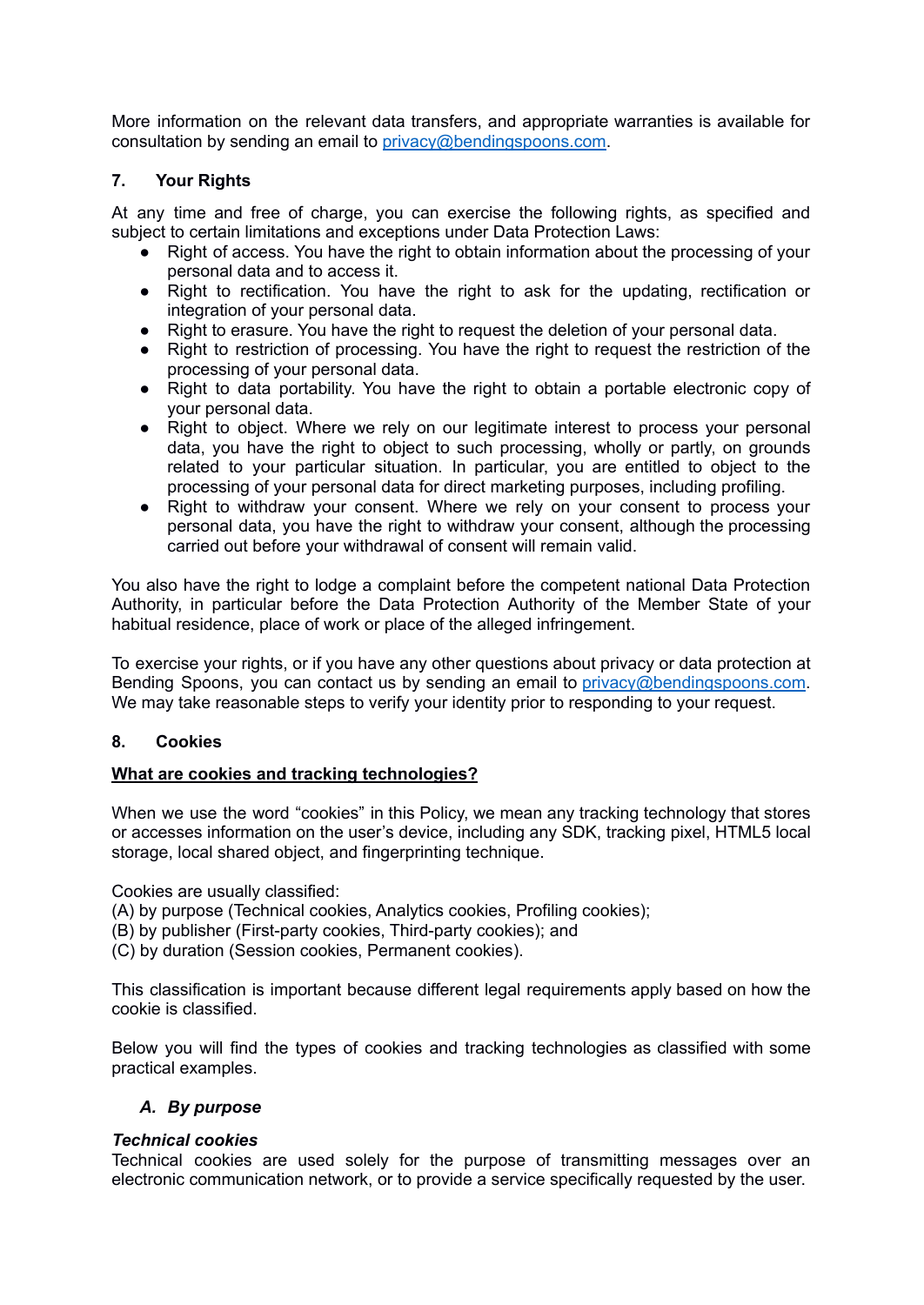More information on the relevant data transfers, and appropriate warranties is available for consultation by sending an email to [privacy@bendingspoons.com](mailto:privacy@bendingspoons.com).

## 7. Your Rights

At any time and free of charge, you can exercise the following rights, as specified and subject to certain limitations and exceptions under Data Protection Laws:

- Right of access. You have the right to obtain information about the processing of your personal data and to access it.
- Right to rectification. You have the right to ask for the updating, rectification or integration of your personal data.
- Right to erasure. You have the right to request the deletion of your personal data.
- Right to restriction of processing. You have the right to request the restriction of the processing of your personal data.
- Right to data portability. You have the right to obtain a portable electronic copy of your personal data.
- Right to object. Where we rely on our legitimate interest to process your personal data, you have the right to object to such processing, wholly or partly, on grounds related to your particular situation. In particular, you are entitled to object to the processing of your personal data for direct marketing purposes, including profiling.
- Right to withdraw your consent. Where we rely on your consent to process your personal data, you have the right to withdraw your consent, although the processing carried out before your withdrawal of consent will remain valid.

You also have the right to lodge a complaint before the competent national Data Protection Authority, in particular before the Data Protection Authority of the Member State of your habitual residence, place of work or place of the alleged infringement.

To exercise your rights, or if you have any other questions about privacy or data protection at Bending Spoons, you can contact us by sending an email to [privacy@bendingspoons.com](mailto:privacy@bendingspoons.com). We may take reasonable steps to verify your identity prior to responding to your request.

## 8. Cookies

**<u>What are cookies and tracking technologies?</u>**

When we use the word “cookies” in this Policy, we mean any tracking technology that stores or accesses information on the user’s device, including any SDK, tracking pixel, HTML5 local storage, local shared object, and fingerprinting technique.

Cookies are usually classified:
(A) by purpose (Technical cookies, Analytics cookies, Profiling cookies);
(B) by publisher (First-party cookies, Third-party cookies); and
(C) by duration (Session cookies, Permanent cookies).

This classification is important because different legal requirements apply based on how the cookie is classified.

Below you will find the types of cookies and tracking technologies as classified with some practical examples.

### *A. By purpose*

***Technical cookies***
Technical cookies are used solely for the purpose of transmitting messages over an electronic communication network, or to provide a service specifically requested by the user.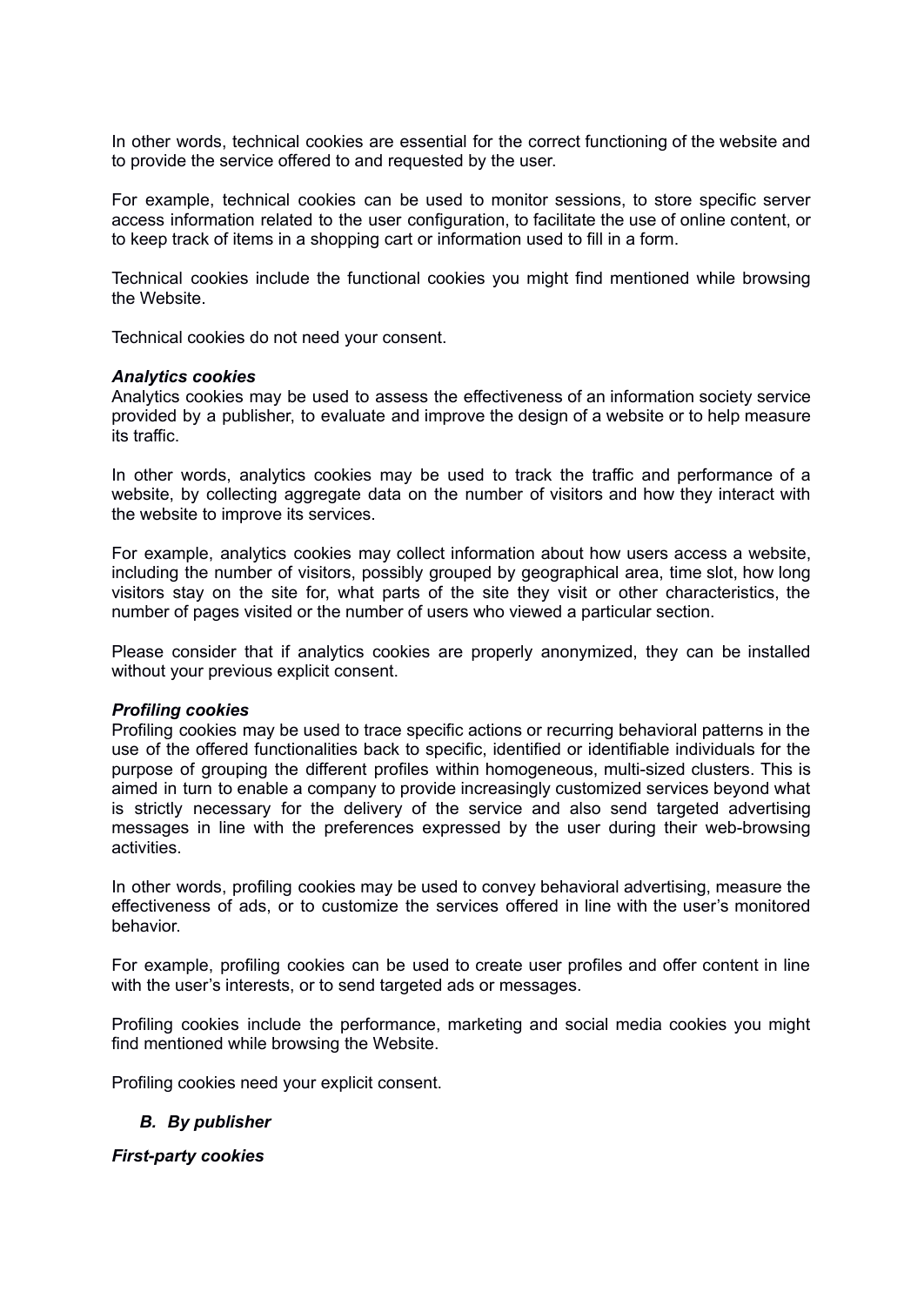In other words, technical cookies are essential for the correct functioning of the website and to provide the service offered to and requested by the user.

For example, technical cookies can be used to monitor sessions, to store specific server access information related to the user configuration, to facilitate the use of online content, or to keep track of items in a shopping cart or information used to fill in a form.

Technical cookies include the functional cookies you might find mentioned while browsing the Website.

Technical cookies do not need your consent.

***Analytics cookies***

Analytics cookies may be used to assess the effectiveness of an information society service provided by a publisher, to evaluate and improve the design of a website or to help measure its traffic.

In other words, analytics cookies may be used to track the traffic and performance of a website, by collecting aggregate data on the number of visitors and how they interact with the website to improve its services.

For example, analytics cookies may collect information about how users access a website, including the number of visitors, possibly grouped by geographical area, time slot, how long visitors stay on the site for, what parts of the site they visit or other characteristics, the number of pages visited or the number of users who viewed a particular section.

Please consider that if analytics cookies are properly anonymized, they can be installed without your previous explicit consent.

***Profiling cookies***

Profiling cookies may be used to trace specific actions or recurring behavioral patterns in the use of the offered functionalities back to specific, identified or identifiable individuals for the purpose of grouping the different profiles within homogeneous, multi-sized clusters. This is aimed in turn to enable a company to provide increasingly customized services beyond what is strictly necessary for the delivery of the service and also send targeted advertising messages in line with the preferences expressed by the user during their web-browsing activities.

In other words, profiling cookies may be used to convey behavioral advertising, measure the effectiveness of ads, or to customize the services offered in line with the user's monitored behavior.

For example, profiling cookies can be used to create user profiles and offer content in line with the user's interests, or to send targeted ads or messages.

Profiling cookies include the performance, marketing and social media cookies you might find mentioned while browsing the Website.

Profiling cookies need your explicit consent.

***B. By publisher***

***First-party cookies***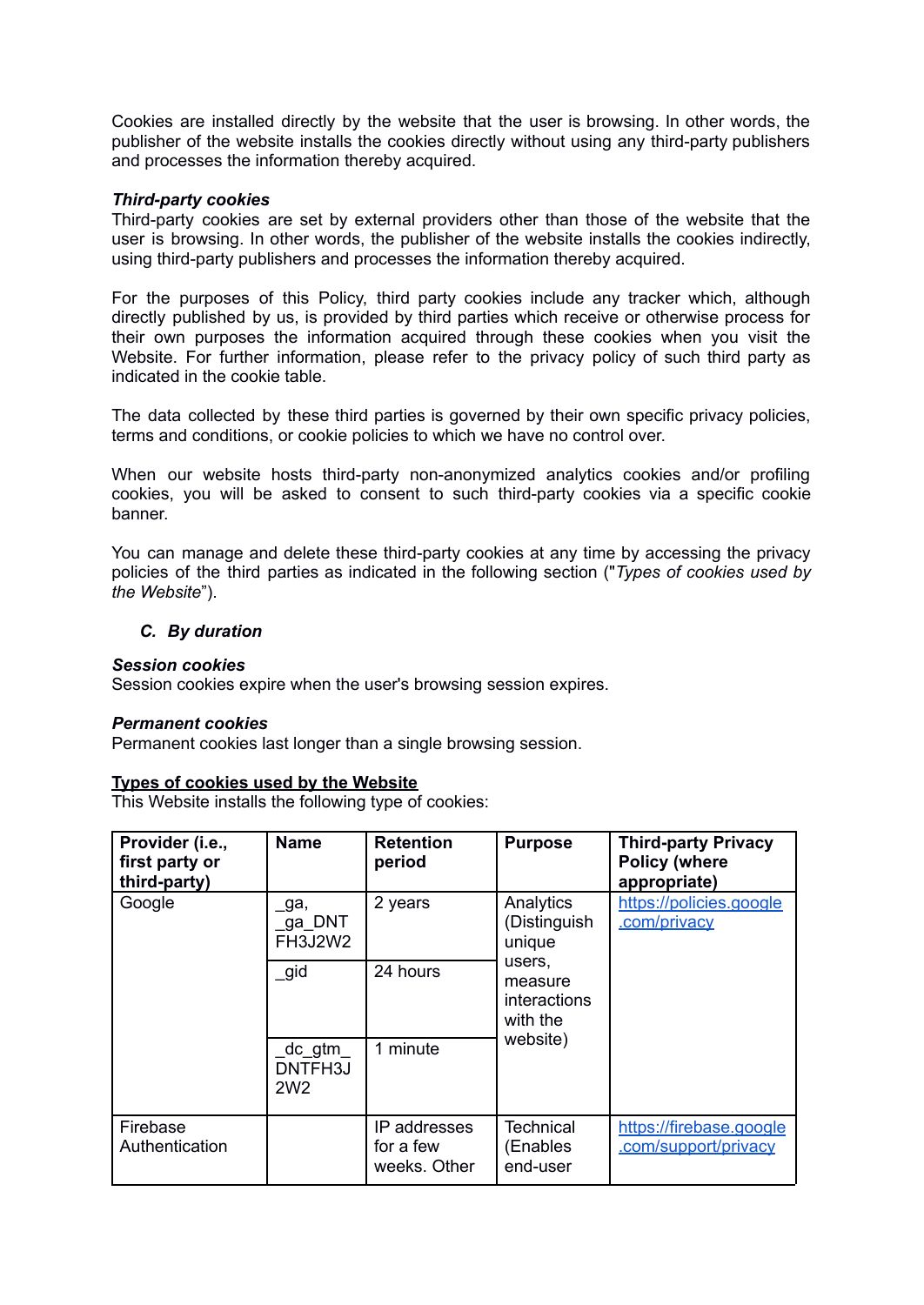Cookies are installed directly by the website that the user is browsing. In other words, the publisher of the website installs the cookies directly without using any third-party publishers and processes the information thereby acquired.

***Third-party cookies***
Third-party cookies are set by external providers other than those of the website that the user is browsing. In other words, the publisher of the website installs the cookies indirectly, using third-party publishers and processes the information thereby acquired.

For the purposes of this Policy, third party cookies include any tracker which, although directly published by us, is provided by third parties which receive or otherwise process for their own purposes the information acquired through these cookies when you visit the Website. For further information, please refer to the privacy policy of such third party as indicated in the cookie table.

The data collected by these third parties is governed by their own specific privacy policies, terms and conditions, or cookie policies to which we have no control over.

When our website hosts third-party non-anonymized analytics cookies and/or profiling cookies, you will be asked to consent to such third-party cookies via a specific cookie banner.

You can manage and delete these third-party cookies at any time by accessing the privacy policies of the third parties as indicated in the following section ("*Types of cookies used by the Website*").

### *C. By duration*

***Session cookies***
Session cookies expire when the user's browsing session expires.

***Permanent cookies***
Permanent cookies last longer than a single browsing session.

**<u>Types of cookies used by the Website</u>**
This Website installs the following type of cookies:

| Provider (i.e., first party or third-party) | Name | Retention period | Purpose | Third-party Privacy Policy (where appropriate) |
|---|---|---|---|---|
| Google | _ga, _ga_DNTFH3J2W2 | 2 years | Analytics (Distinguish unique users, measure interactions with the website) | https://policies.google.com/privacy |
| | _gid | 24 hours | | |
| | _dc_gtm_DNTFH3J2W2 | 1 minute | | |
| Firebase Authentication | | IP addresses for a few weeks. Other | Technical (Enables end-user | https://firebase.google.com/support/privacy |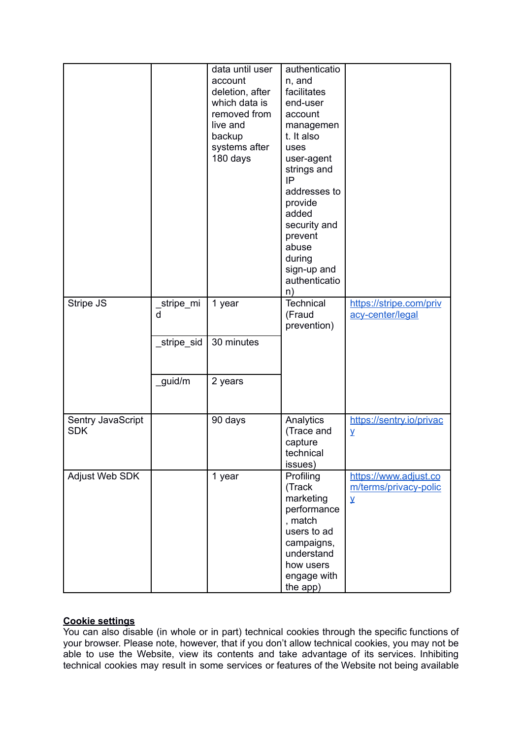| | | | | |
|---|---|---|---|---|
| | | data until user account deletion, after which data is removed from live and backup systems after 180 days | authentication, and facilitates end-user account management. It also uses user-agent strings and IP addresses to provide added security and prevent abuse during sign-up and authentication) | |
| Stripe JS | _stripe_mid | 1 year | Technical (Fraud prevention) | [https://stripe.com/privacy-center/legal](https://stripe.com/privacy-center/legal) |
| | _stripe_sid | 30 minutes | | |
| | _guid/m | 2 years | | |
| Sentry JavaScript SDK | | 90 days | Analytics (Trace and capture technical issues) | [https://sentry.io/privacy](https://sentry.io/privacy) |
| Adjust Web SDK | | 1 year | Profiling (Track marketing performance, match users to ad campaigns, understand how users engage with the app) | [https://www.adjust.com/terms/privacy-policy](https://www.adjust.com/terms/privacy-policy) |

**Cookie settings**

You can also disable (in whole or in part) technical cookies through the specific functions of your browser. Please note, however, that if you don't allow technical cookies, you may not be able to use the Website, view its contents and take advantage of its services. Inhibiting technical cookies may result in some services or features of the Website not being available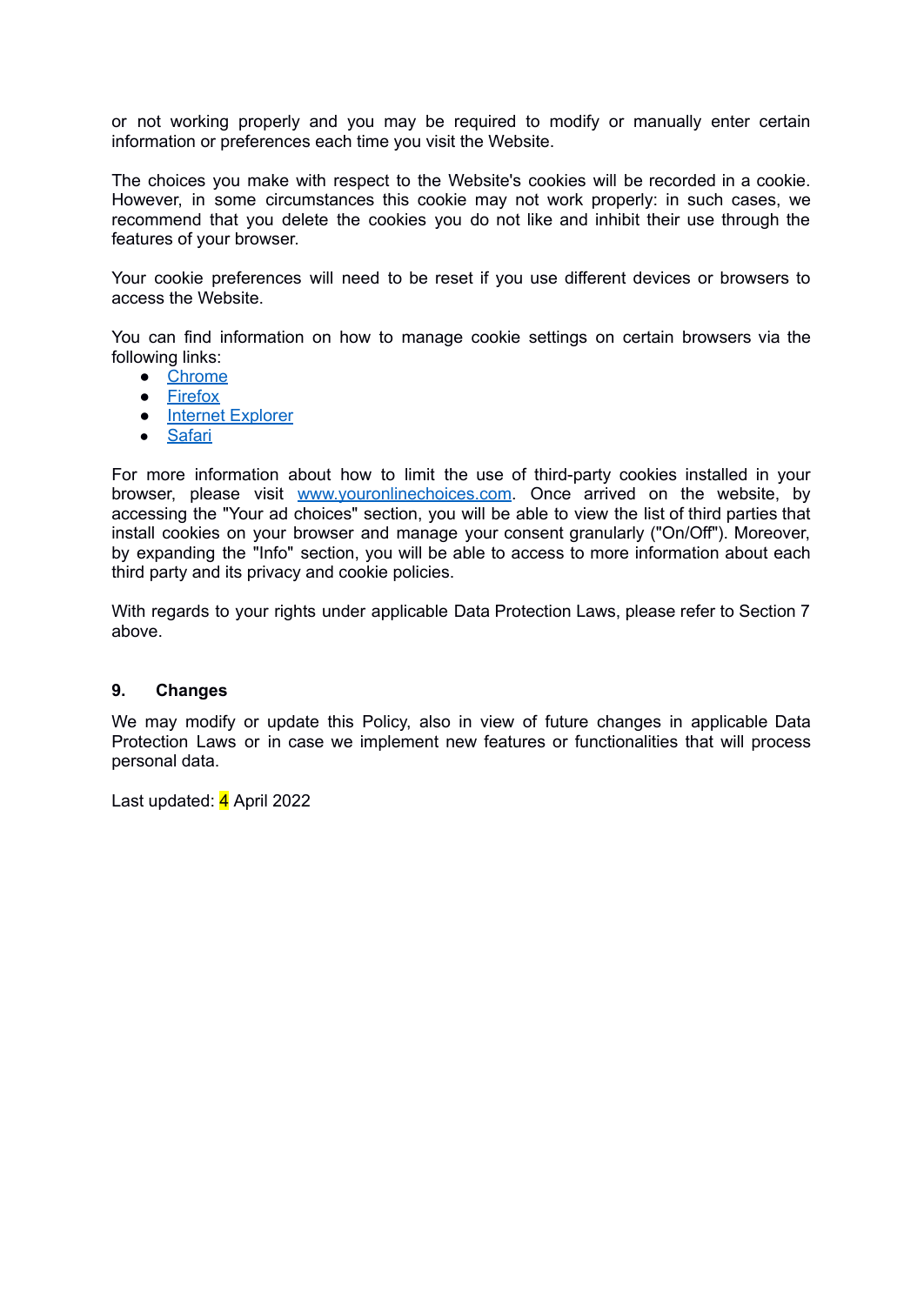or not working properly and you may be required to modify or manually enter certain information or preferences each time you visit the Website.

The choices you make with respect to the Website's cookies will be recorded in a cookie. However, in some circumstances this cookie may not work properly: in such cases, we recommend that you delete the cookies you do not like and inhibit their use through the features of your browser.

Your cookie preferences will need to be reset if you use different devices or browsers to access the Website.

You can find information on how to manage cookie settings on certain browsers via the following links:

- Chrome
- Firefox
- Internet Explorer
- Safari

For more information about how to limit the use of third-party cookies installed in your browser, please visit www.youronlinechoices.com. Once arrived on the website, by accessing the "Your ad choices" section, you will be able to view the list of third parties that install cookies on your browser and manage your consent granularly ("On/Off"). Moreover, by expanding the "Info" section, you will be able to access to more information about each third party and its privacy and cookie policies.

With regards to your rights under applicable Data Protection Laws, please refer to Section 7 above.

## 9. Changes

We may modify or update this Policy, also in view of future changes in applicable Data Protection Laws or in case we implement new features or functionalities that will process personal data.

Last updated: 4 April 2022